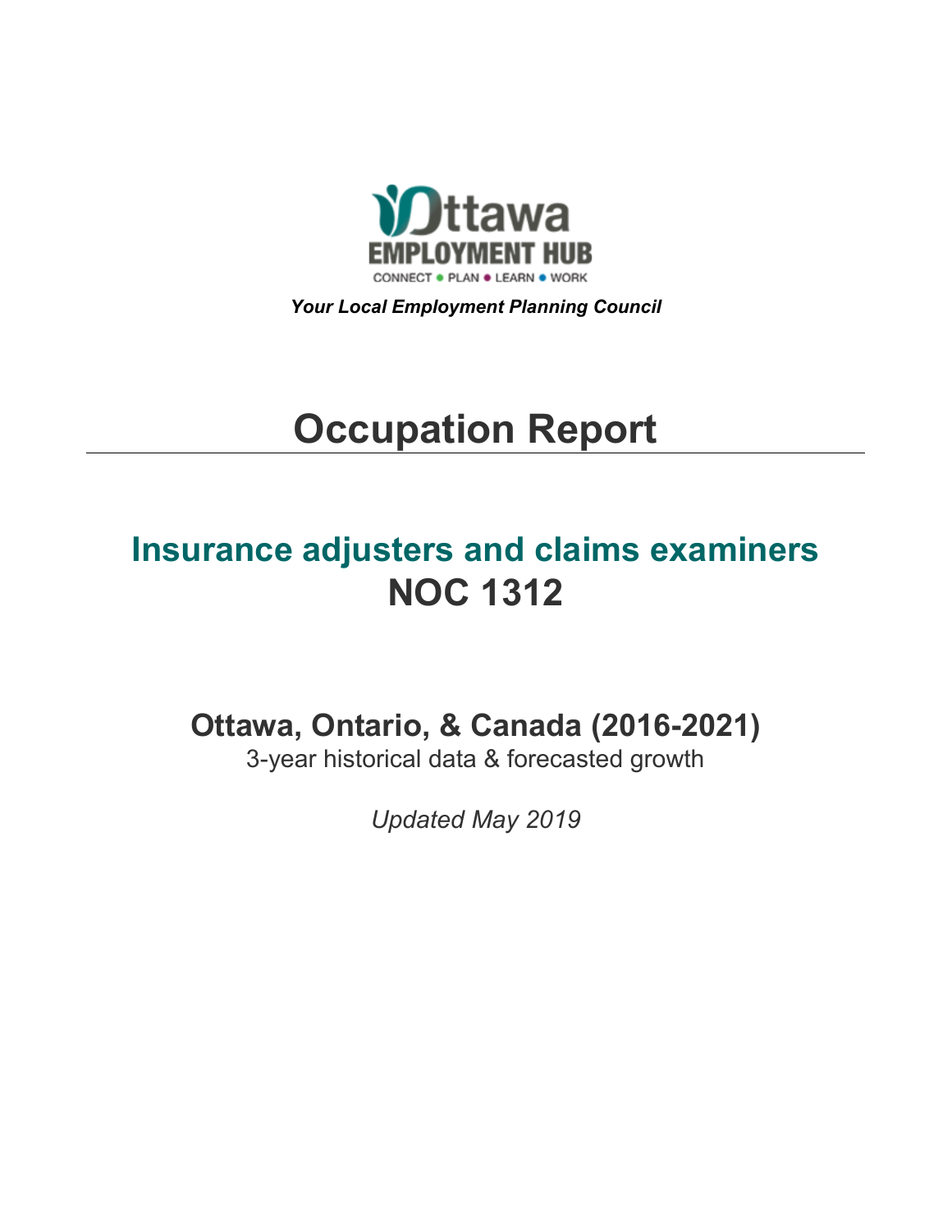Ottawa EMPLOYMENT HUB

CONNECT • PLAN • LEARN • WORK

***Your Local Employment Planning Council***

# Occupation Report

## Insurance adjusters and claims examiners
## NOC 1312

### Ottawa, Ontario, & Canada (2016-2021)

3-year historical data & forecasted growth

*Updated May 2019*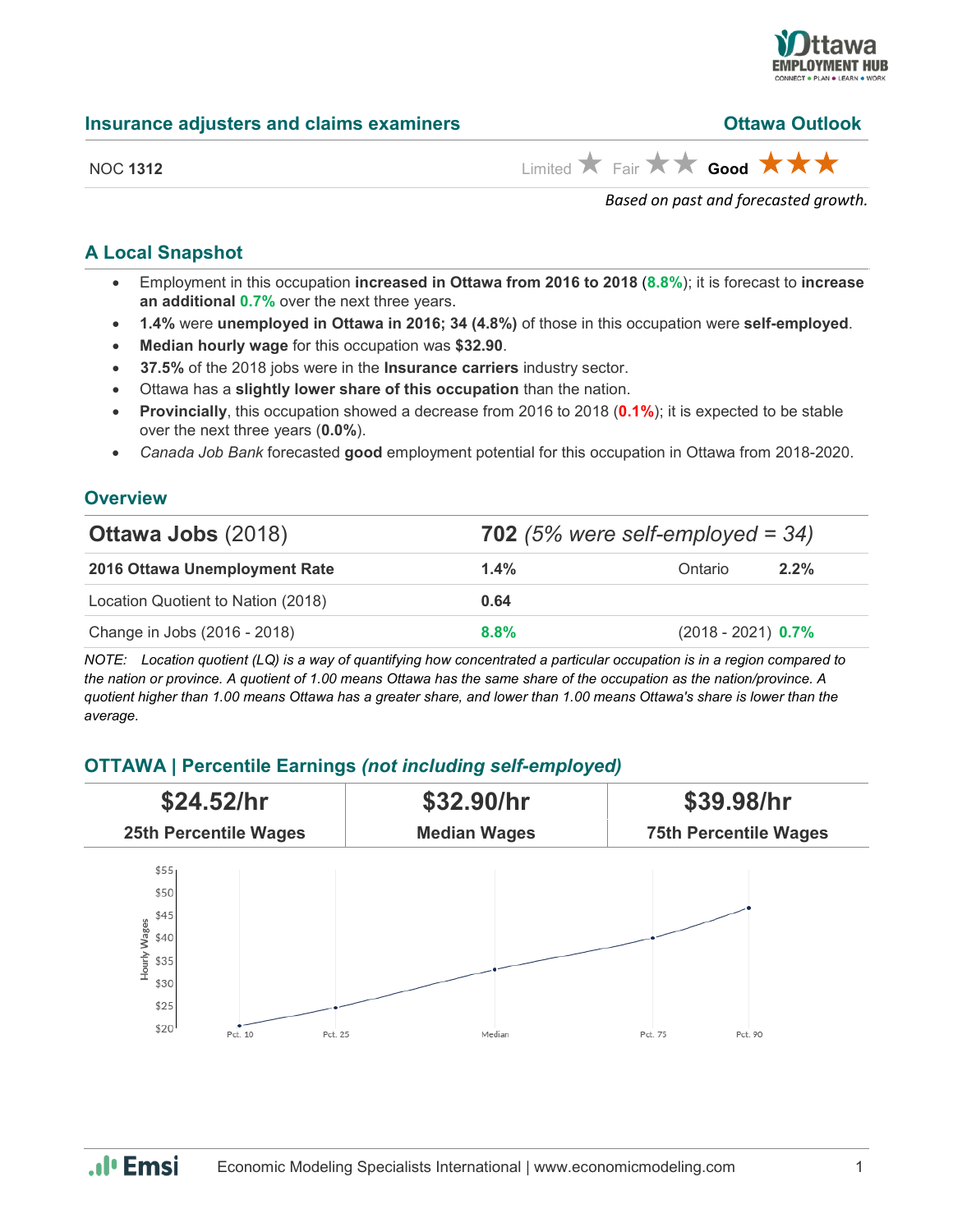## Insurance adjusters and claims examiners

**Ottawa Outlook**

NOC **1312**

Limited ★ Fair ★★ **Good** ★★★

*Based on past and forecasted growth.*

### A Local Snapshot

- Employment in this occupation **increased in Ottawa from 2016 to 2018** (**8.8%**); it is forecast to **increase an additional 0.7%** over the next three years.
- **1.4%** were **unemployed in Ottawa in 2016; 34 (4.8%)** of those in this occupation were **self-employed**.
- **Median hourly wage** for this occupation was **$32.90**.
- **37.5%** of the 2018 jobs were in the **Insurance carriers** industry sector.
- Ottawa has a **slightly lower share of this occupation** than the nation.
- **Provincially**, this occupation showed a decrease from 2016 to 2018 (**0.1%**); it is expected to be stable over the next three years (**0.0%**).
- *Canada Job Bank* forecasted **good** employment potential for this occupation in Ottawa from 2018-2020.

### Overview

| **Ottawa Jobs** (2018) | **702** *(5% were self-employed = 34)* | | |
|---|---|---|---|
| **2016 Ottawa Unemployment Rate** | **1.4%** | Ontario | **2.2%** |
| Location Quotient to Nation (2018) | **0.64** | | |
| Change in Jobs (2016 - 2018) | **8.8%** | (2018 - 2021) | **0.7%** |

*NOTE: Location quotient (LQ) is a way of quantifying how concentrated a particular occupation is in a region compared to the nation or province. A quotient of 1.00 means Ottawa has the same share of the occupation as the nation/province. A quotient higher than 1.00 means Ottawa has a greater share, and lower than 1.00 means Ottawa's share is lower than the average.*

### OTTAWA | Percentile Earnings *(not including self-employed)*

| **$24.52/hr** | **$32.90/hr** | **$39.98/hr** |
|---|---|---|
| **25th Percentile Wages** | **Median Wages** | **75th Percentile Wages** |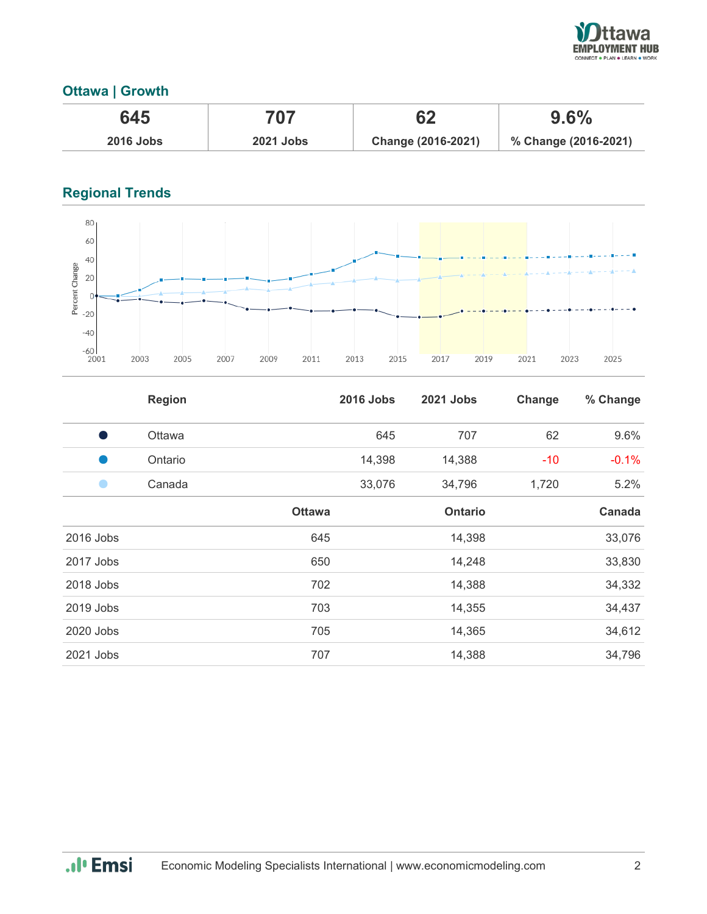## Ottawa | Growth

| 645 | 707 | 62 | 9.6% |
|---|---|---|---|
| 2016 Jobs | 2021 Jobs | Change (2016-2021) | % Change (2016-2021) |

## Regional Trends

| | Region | 2016 Jobs | 2021 Jobs | Change | % Change |
|---|---|---|---|---|---|
| ● | Ottawa | 645 | 707 | 62 | 9.6% |
| ● | Ontario | 14,398 | 14,388 | -10 | -0.1% |
| ● | Canada | 33,076 | 34,796 | 1,720 | 5.2% |

| | Ottawa | Ontario | Canada |
|---|---|---|---|
| 2016 Jobs | 645 | 14,398 | 33,076 |
| 2017 Jobs | 650 | 14,248 | 33,830 |
| 2018 Jobs | 702 | 14,388 | 34,332 |
| 2019 Jobs | 703 | 14,355 | 34,437 |
| 2020 Jobs | 705 | 14,365 | 34,612 |
| 2021 Jobs | 707 | 14,388 | 34,796 |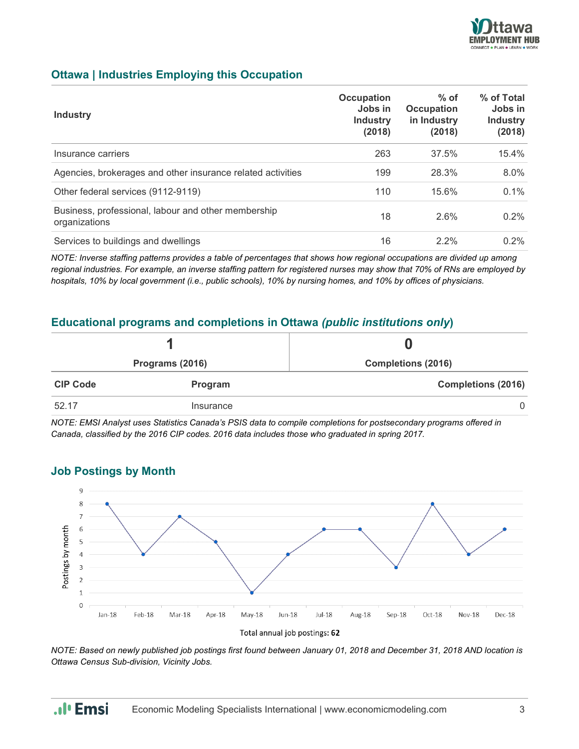## Ottawa | Industries Employing this Occupation

| Industry | Occupation Jobs in Industry (2018) | % of Occupation in Industry (2018) | % of Total Jobs in Industry (2018) |
|---|---|---|---|
| Insurance carriers | 263 | 37.5% | 15.4% |
| Agencies, brokerages and other insurance related activities | 199 | 28.3% | 8.0% |
| Other federal services (9112-9119) | 110 | 15.6% | 0.1% |
| Business, professional, labour and other membership organizations | 18 | 2.6% | 0.2% |
| Services to buildings and dwellings | 16 | 2.2% | 0.2% |

*NOTE: Inverse staffing patterns provides a table of percentages that shows how regional occupations are divided up among regional industries. For example, an inverse staffing pattern for registered nurses may show that 70% of RNs are employed by hospitals, 10% by local government (i.e., public schools), 10% by nursing homes, and 10% by offices of physicians.*

## Educational programs and completions in Ottawa *(public institutions only)*

| 1 | 0 |
|---|---|
| Programs (2016) | Completions (2016) |

| CIP Code | Program | Completions (2016) |
|---|---|---|
| 52.17 | Insurance | 0 |

*NOTE: EMSI Analyst uses Statistics Canada's PSIS data to compile completions for postsecondary programs offered in Canada, classified by the 2016 CIP codes. 2016 data includes those who graduated in spring 2017.*

## Job Postings by Month

| Month | Postings by month |
|---|---|
| Jan-18 | 8 |
| Feb-18 | 4 |
| Mar-18 | 7 |
| Apr-18 | 5 |
| May-18 | 1 |
| Jun-18 | 4 |
| Jul-18 | 6 |
| Aug-18 | 6 |
| Sep-18 | 3 |
| Oct-18 | 8 |
| Nov-18 | 4 |
| Dec-18 | 6 |

Total annual job postings: **62**

*NOTE: Based on newly published job postings first found between January 01, 2018 and December 31, 2018 AND location is Ottawa Census Sub-division, Vicinity Jobs.*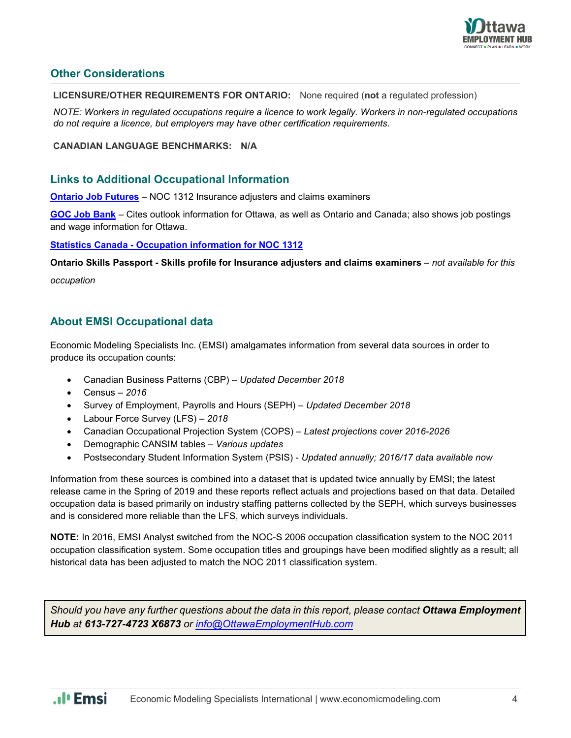## Other Considerations

**LICENSURE/OTHER REQUIREMENTS FOR ONTARIO:** None required (**not** a regulated profession)

*NOTE: Workers in regulated occupations require a licence to work legally. Workers in non-regulated occupations do not require a licence, but employers may have other certification requirements.*

**CANADIAN LANGUAGE BENCHMARKS: N/A**

## Links to Additional Occupational Information

**Ontario Job Futures** – NOC 1312 Insurance adjusters and claims examiners

**GOC Job Bank** – Cites outlook information for Ottawa, as well as Ontario and Canada; also shows job postings and wage information for Ottawa.

**Statistics Canada - Occupation information for NOC 1312**

**Ontario Skills Passport - Skills profile for Insurance adjusters and claims examiners** – *not available for this occupation*

## About EMSI Occupational data

Economic Modeling Specialists Inc. (EMSI) amalgamates information from several data sources in order to produce its occupation counts:

- Canadian Business Patterns (CBP) – *Updated December 2018*
- Census – *2016*
- Survey of Employment, Payrolls and Hours (SEPH) – *Updated December 2018*
- Labour Force Survey (LFS) – *2018*
- Canadian Occupational Projection System (COPS) – *Latest projections cover 2016-2026*
- Demographic CANSIM tables – *Various updates*
- Postsecondary Student Information System (PSIS) - *Updated annually; 2016/17 data available now*

Information from these sources is combined into a dataset that is updated twice annually by EMSI; the latest release came in the Spring of 2019 and these reports reflect actuals and projections based on that data. Detailed occupation data is based primarily on industry staffing patterns collected by the SEPH, which surveys businesses and is considered more reliable than the LFS, which surveys individuals.

**NOTE:** In 2016, EMSI Analyst switched from the NOC-S 2006 occupation classification system to the NOC 2011 occupation classification system. Some occupation titles and groupings have been modified slightly as a result; all historical data has been adjusted to match the NOC 2011 classification system.

*Should you have any further questions about the data in this report, please contact* ***Ottawa Employment Hub*** *at* ***613-727-4723 X6873*** *or info@OttawaEmploymentHub.com*